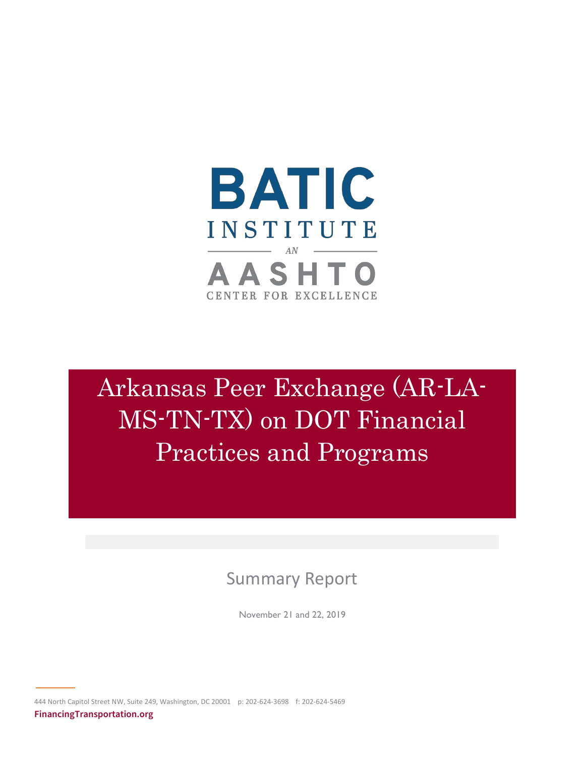BATIC INSTITUTE

AN

AASHTO CENTER FOR EXCELLENCE

# Arkansas Peer Exchange (AR-LA-MS-TN-TX) on DOT Financial Practices and Programs

## Summary Report

November 21 and 22, 2019

444 North Capitol Street NW, Suite 249, Washington, DC 20001 p: 202-624-3698 f: 202-624-5469

**FinancingTransportation.org**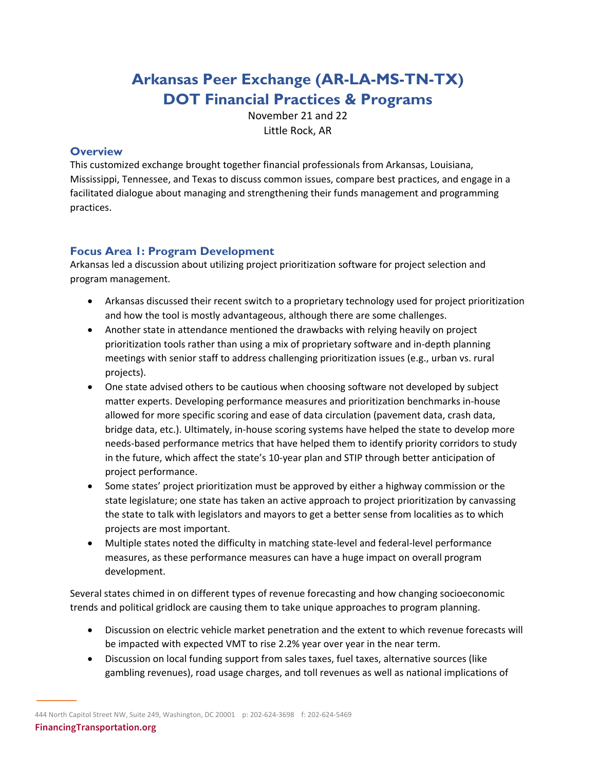# Arkansas Peer Exchange (AR-LA-MS-TN-TX) DOT Financial Practices & Programs

November 21 and 22
Little Rock, AR

## Overview

This customized exchange brought together financial professionals from Arkansas, Louisiana, Mississippi, Tennessee, and Texas to discuss common issues, compare best practices, and engage in a facilitated dialogue about managing and strengthening their funds management and programming practices.

## Focus Area 1: Program Development

Arkansas led a discussion about utilizing project prioritization software for project selection and program management.

- Arkansas discussed their recent switch to a proprietary technology used for project prioritization and how the tool is mostly advantageous, although there are some challenges.
- Another state in attendance mentioned the drawbacks with relying heavily on project prioritization tools rather than using a mix of proprietary software and in-depth planning meetings with senior staff to address challenging prioritization issues (e.g., urban vs. rural projects).
- One state advised others to be cautious when choosing software not developed by subject matter experts. Developing performance measures and prioritization benchmarks in-house allowed for more specific scoring and ease of data circulation (pavement data, crash data, bridge data, etc.). Ultimately, in-house scoring systems have helped the state to develop more needs-based performance metrics that have helped them to identify priority corridors to study in the future, which affect the state's 10-year plan and STIP through better anticipation of project performance.
- Some states' project prioritization must be approved by either a highway commission or the state legislature; one state has taken an active approach to project prioritization by canvassing the state to talk with legislators and mayors to get a better sense from localities as to which projects are most important.
- Multiple states noted the difficulty in matching state-level and federal-level performance measures, as these performance measures can have a huge impact on overall program development.

Several states chimed in on different types of revenue forecasting and how changing socioeconomic trends and political gridlock are causing them to take unique approaches to program planning.

- Discussion on electric vehicle market penetration and the extent to which revenue forecasts will be impacted with expected VMT to rise 2.2% year over year in the near term.
- Discussion on local funding support from sales taxes, fuel taxes, alternative sources (like gambling revenues), road usage charges, and toll revenues as well as national implications of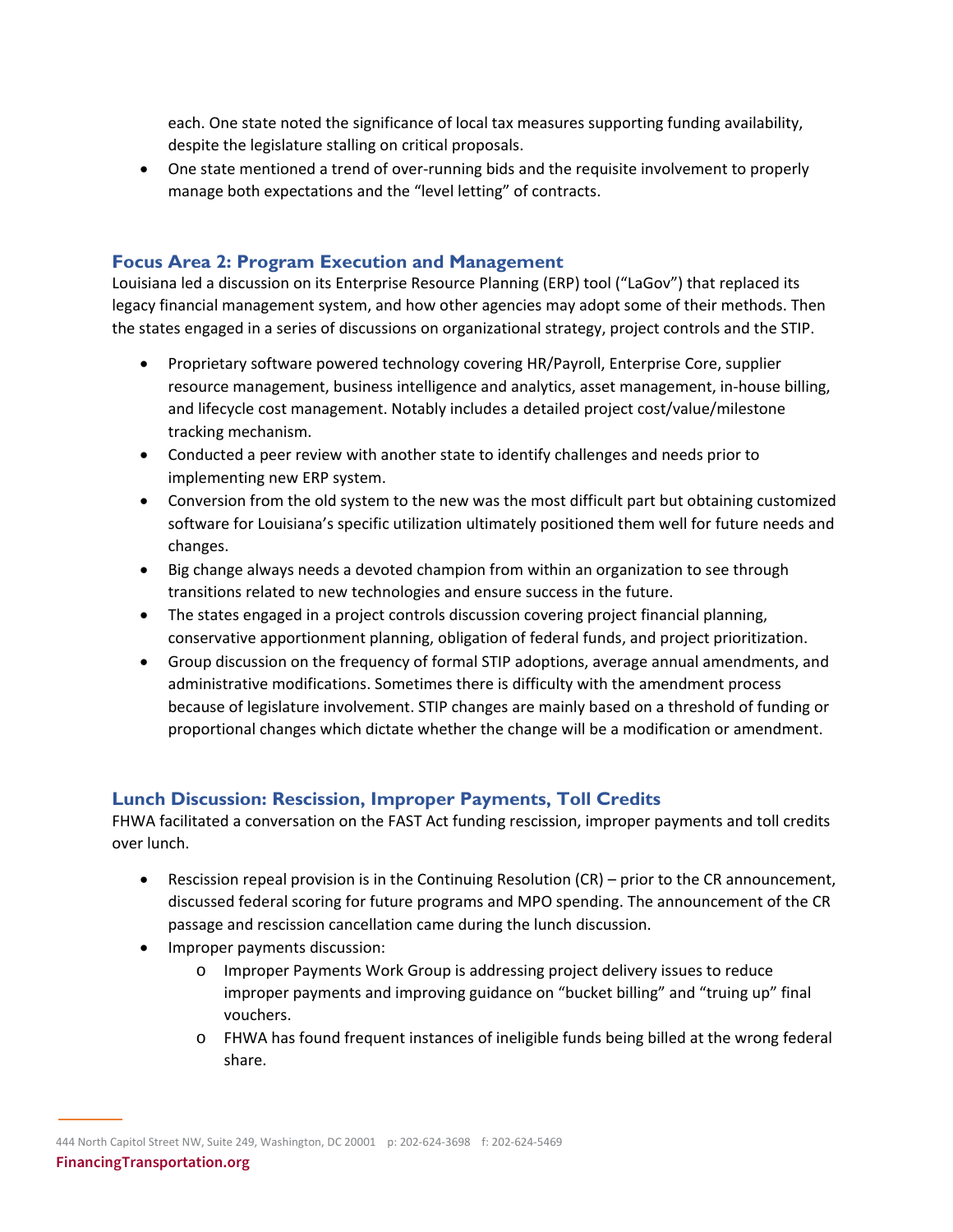each. One state noted the significance of local tax measures supporting funding availability, despite the legislature stalling on critical proposals.

- One state mentioned a trend of over-running bids and the requisite involvement to properly manage both expectations and the "level letting" of contracts.

## Focus Area 2: Program Execution and Management

Louisiana led a discussion on its Enterprise Resource Planning (ERP) tool ("LaGov") that replaced its legacy financial management system, and how other agencies may adopt some of their methods. Then the states engaged in a series of discussions on organizational strategy, project controls and the STIP.

- Proprietary software powered technology covering HR/Payroll, Enterprise Core, supplier resource management, business intelligence and analytics, asset management, in-house billing, and lifecycle cost management. Notably includes a detailed project cost/value/milestone tracking mechanism.
- Conducted a peer review with another state to identify challenges and needs prior to implementing new ERP system.
- Conversion from the old system to the new was the most difficult part but obtaining customized software for Louisiana's specific utilization ultimately positioned them well for future needs and changes.
- Big change always needs a devoted champion from within an organization to see through transitions related to new technologies and ensure success in the future.
- The states engaged in a project controls discussion covering project financial planning, conservative apportionment planning, obligation of federal funds, and project prioritization.
- Group discussion on the frequency of formal STIP adoptions, average annual amendments, and administrative modifications. Sometimes there is difficulty with the amendment process because of legislature involvement. STIP changes are mainly based on a threshold of funding or proportional changes which dictate whether the change will be a modification or amendment.

## Lunch Discussion: Rescission, Improper Payments, Toll Credits

FHWA facilitated a conversation on the FAST Act funding rescission, improper payments and toll credits over lunch.

- Rescission repeal provision is in the Continuing Resolution (CR) – prior to the CR announcement, discussed federal scoring for future programs and MPO spending. The announcement of the CR passage and rescission cancellation came during the lunch discussion.
- Improper payments discussion:
    - Improper Payments Work Group is addressing project delivery issues to reduce improper payments and improving guidance on "bucket billing" and "truing up" final vouchers.
    - FHWA has found frequent instances of ineligible funds being billed at the wrong federal share.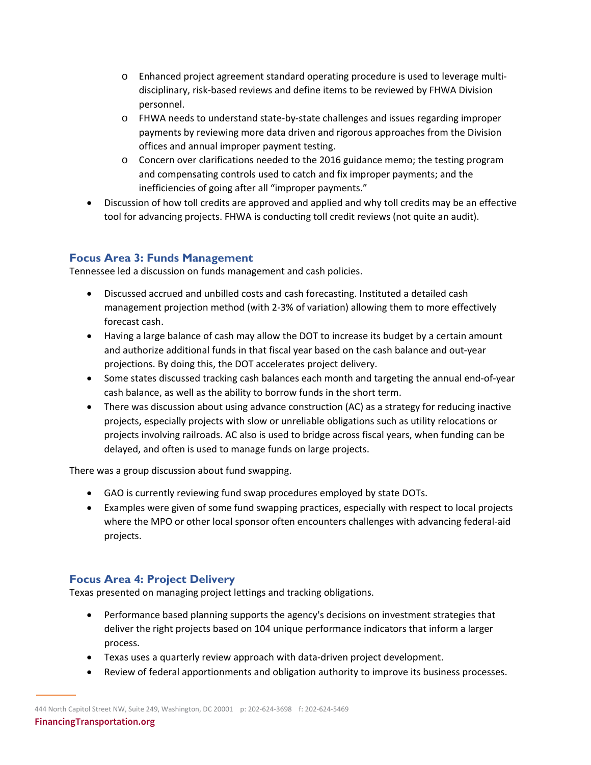- Enhanced project agreement standard operating procedure is used to leverage multi-disciplinary, risk-based reviews and define items to be reviewed by FHWA Division personnel.
    - FHWA needs to understand state-by-state challenges and issues regarding improper payments by reviewing more data driven and rigorous approaches from the Division offices and annual improper payment testing.
    - Concern over clarifications needed to the 2016 guidance memo; the testing program and compensating controls used to catch and fix improper payments; and the inefficiencies of going after all "improper payments."
- Discussion of how toll credits are approved and applied and why toll credits may be an effective tool for advancing projects. FHWA is conducting toll credit reviews (not quite an audit).

### Focus Area 3: Funds Management

Tennessee led a discussion on funds management and cash policies.

- Discussed accrued and unbilled costs and cash forecasting. Instituted a detailed cash management projection method (with 2-3% of variation) allowing them to more effectively forecast cash.
- Having a large balance of cash may allow the DOT to increase its budget by a certain amount and authorize additional funds in that fiscal year based on the cash balance and out-year projections. By doing this, the DOT accelerates project delivery.
- Some states discussed tracking cash balances each month and targeting the annual end-of-year cash balance, as well as the ability to borrow funds in the short term.
- There was discussion about using advance construction (AC) as a strategy for reducing inactive projects, especially projects with slow or unreliable obligations such as utility relocations or projects involving railroads. AC also is used to bridge across fiscal years, when funding can be delayed, and often is used to manage funds on large projects.

There was a group discussion about fund swapping.

- GAO is currently reviewing fund swap procedures employed by state DOTs.
- Examples were given of some fund swapping practices, especially with respect to local projects where the MPO or other local sponsor often encounters challenges with advancing federal-aid projects.

### Focus Area 4: Project Delivery

Texas presented on managing project lettings and tracking obligations.

- Performance based planning supports the agency's decisions on investment strategies that deliver the right projects based on 104 unique performance indicators that inform a larger process.
- Texas uses a quarterly review approach with data-driven project development.
- Review of federal apportionments and obligation authority to improve its business processes.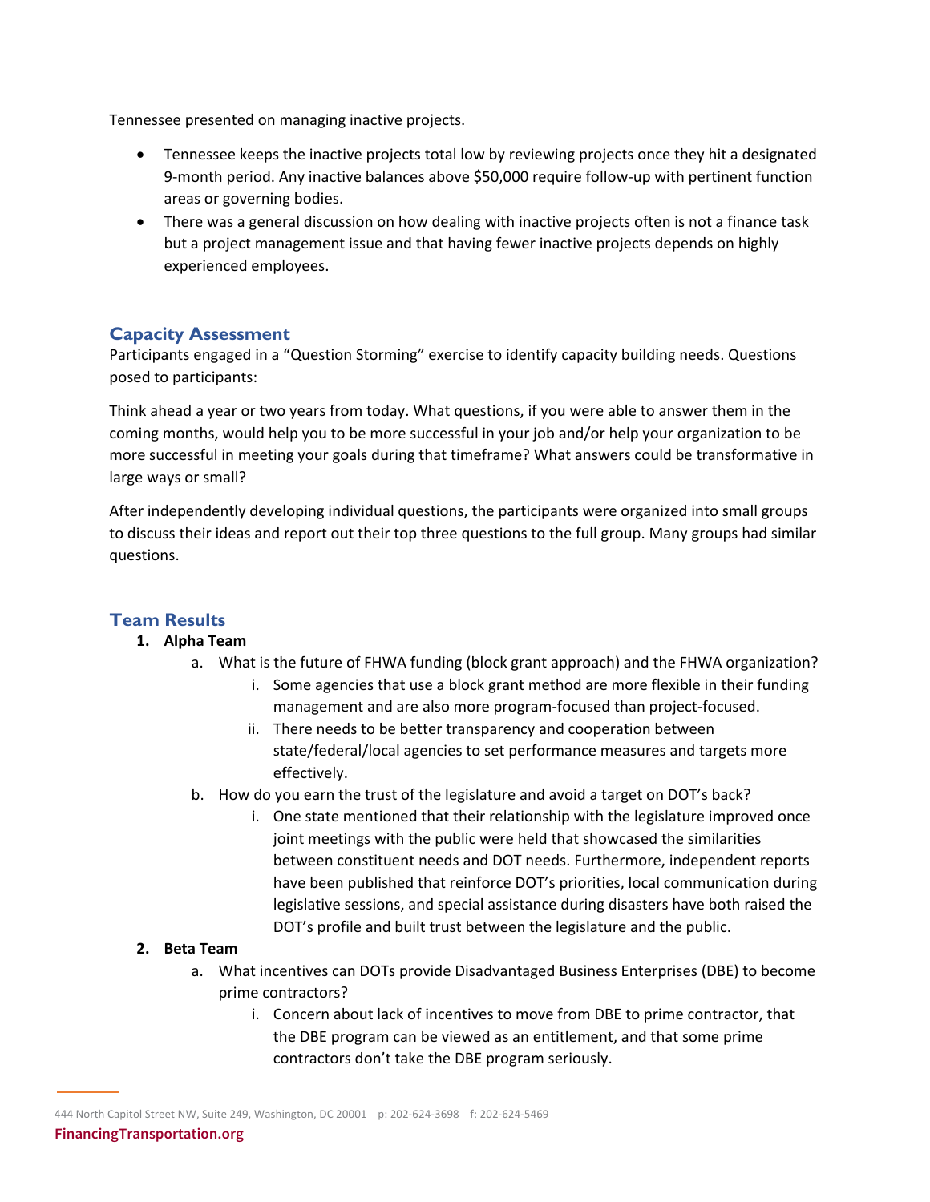Tennessee presented on managing inactive projects.

- Tennessee keeps the inactive projects total low by reviewing projects once they hit a designated 9-month period. Any inactive balances above $50,000 require follow-up with pertinent function areas or governing bodies.
- There was a general discussion on how dealing with inactive projects often is not a finance task but a project management issue and that having fewer inactive projects depends on highly experienced employees.

## Capacity Assessment

Participants engaged in a "Question Storming" exercise to identify capacity building needs. Questions posed to participants:

Think ahead a year or two years from today. What questions, if you were able to answer them in the coming months, would help you to be more successful in your job and/or help your organization to be more successful in meeting your goals during that timeframe? What answers could be transformative in large ways or small?

After independently developing individual questions, the participants were organized into small groups to discuss their ideas and report out their top three questions to the full group. Many groups had similar questions.

## Team Results

1. **Alpha Team**
   a. What is the future of FHWA funding (block grant approach) and the FHWA organization?
      i. Some agencies that use a block grant method are more flexible in their funding management and are also more program-focused than project-focused.
      ii. There needs to be better transparency and cooperation between state/federal/local agencies to set performance measures and targets more effectively.

   b. How do you earn the trust of the legislature and avoid a target on DOT's back?
      i. One state mentioned that their relationship with the legislature improved once joint meetings with the public were held that showcased the similarities between constituent needs and DOT needs. Furthermore, independent reports have been published that reinforce DOT's priorities, local communication during legislative sessions, and special assistance during disasters have both raised the DOT's profile and built trust between the legislature and the public.

2. **Beta Team**
   a. What incentives can DOTs provide Disadvantaged Business Enterprises (DBE) to become prime contractors?
      i. Concern about lack of incentives to move from DBE to prime contractor, that the DBE program can be viewed as an entitlement, and that some prime contractors don't take the DBE program seriously.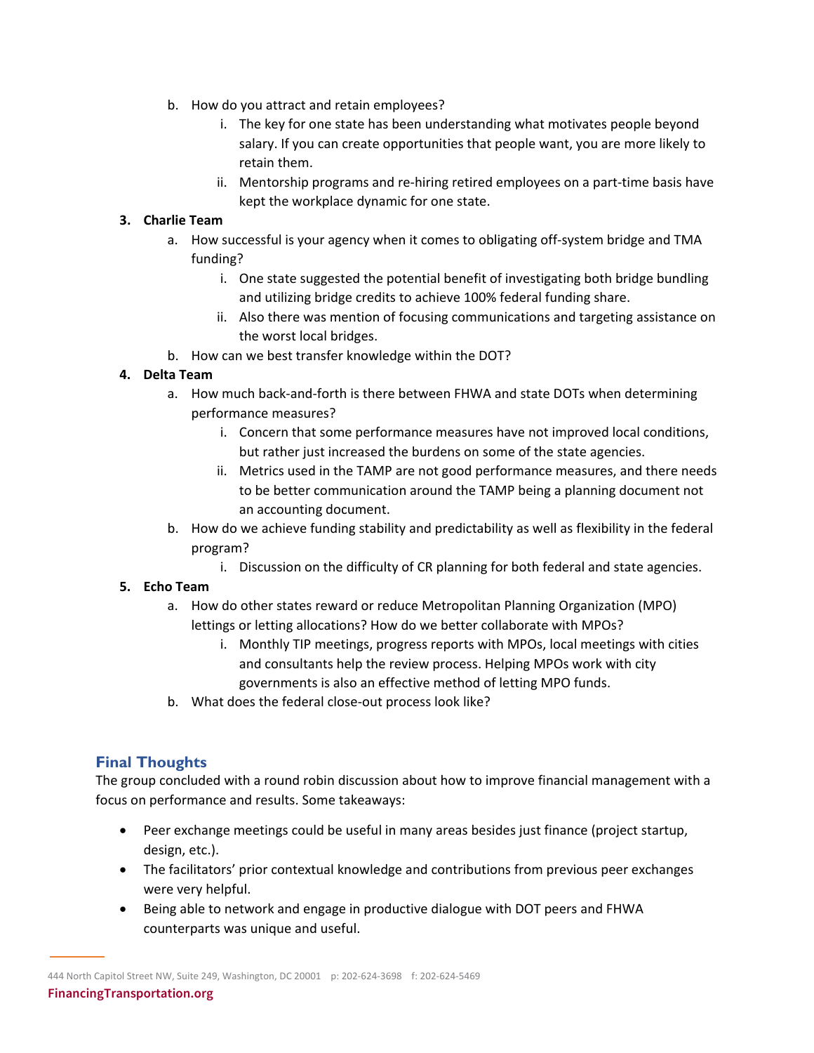b. How do you attract and retain employees?
   i. The key for one state has been understanding what motivates people beyond salary. If you can create opportunities that people want, you are more likely to retain them.
   ii. Mentorship programs and re-hiring retired employees on a part-time basis have kept the workplace dynamic for one state.

3. **Charlie Team**
   a. How successful is your agency when it comes to obligating off-system bridge and TMA funding?
      i. One state suggested the potential benefit of investigating both bridge bundling and utilizing bridge credits to achieve 100% federal funding share.
      ii. Also there was mention of focusing communications and targeting assistance on the worst local bridges.
   b. How can we best transfer knowledge within the DOT?

4. **Delta Team**
   a. How much back-and-forth is there between FHWA and state DOTs when determining performance measures?
      i. Concern that some performance measures have not improved local conditions, but rather just increased the burdens on some of the state agencies.
      ii. Metrics used in the TAMP are not good performance measures, and there needs to be better communication around the TAMP being a planning document not an accounting document.
   b. How do we achieve funding stability and predictability as well as flexibility in the federal program?
      i. Discussion on the difficulty of CR planning for both federal and state agencies.

5. **Echo Team**
   a. How do other states reward or reduce Metropolitan Planning Organization (MPO) lettings or letting allocations? How do we better collaborate with MPOs?
      i. Monthly TIP meetings, progress reports with MPOs, local meetings with cities and consultants help the review process. Helping MPOs work with city governments is also an effective method of letting MPO funds.
   b. What does the federal close-out process look like?

## Final Thoughts

The group concluded with a round robin discussion about how to improve financial management with a focus on performance and results. Some takeaways:

- Peer exchange meetings could be useful in many areas besides just finance (project startup, design, etc.).
- The facilitators' prior contextual knowledge and contributions from previous peer exchanges were very helpful.
- Being able to network and engage in productive dialogue with DOT peers and FHWA counterparts was unique and useful.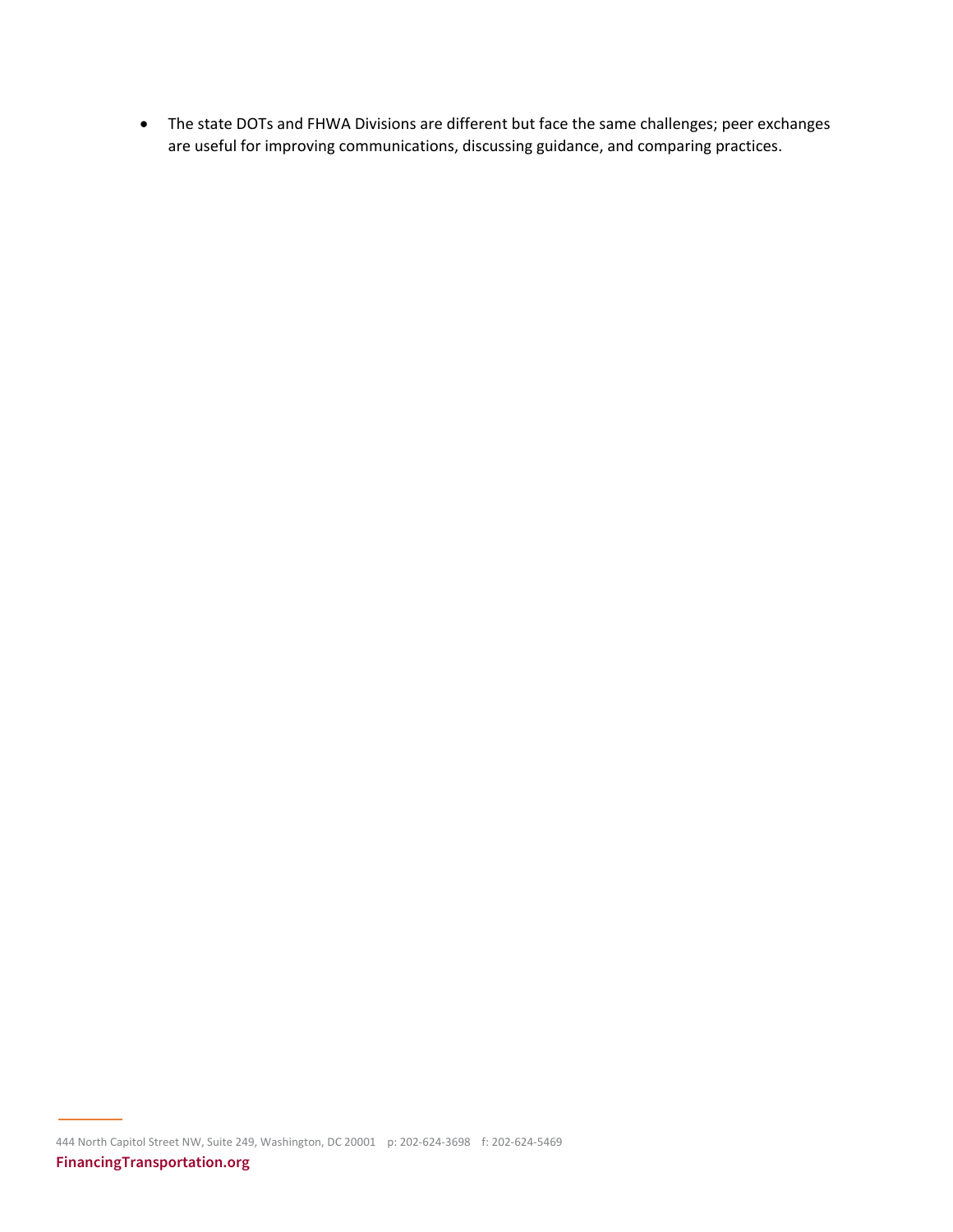- The state DOTs and FHWA Divisions are different but face the same challenges; peer exchanges are useful for improving communications, discussing guidance, and comparing practices.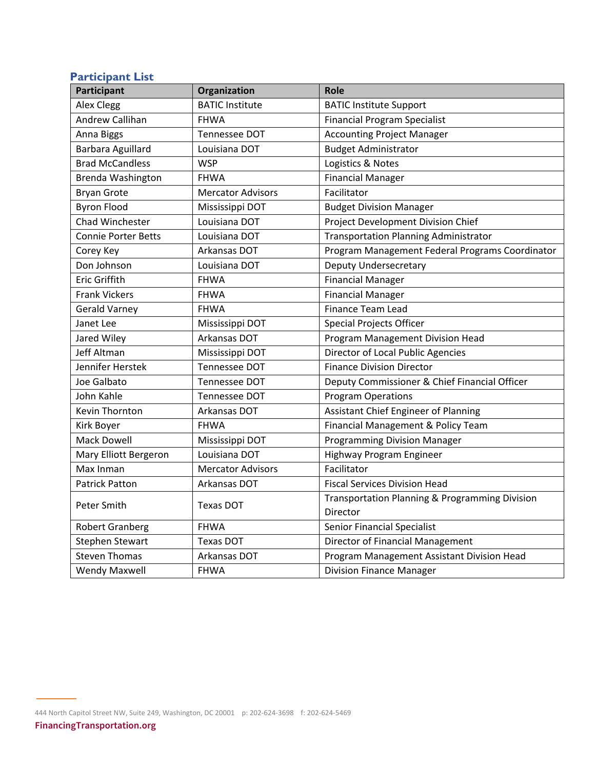### Participant List

| Participant | Organization | Role |
|---|---|---|
| Alex Clegg | BATIC Institute | BATIC Institute Support |
| Andrew Callihan | FHWA | Financial Program Specialist |
| Anna Biggs | Tennessee DOT | Accounting Project Manager |
| Barbara Aguillard | Louisiana DOT | Budget Administrator |
| Brad McCandless | WSP | Logistics & Notes |
| Brenda Washington | FHWA | Financial Manager |
| Bryan Grote | Mercator Advisors | Facilitator |
| Byron Flood | Mississippi DOT | Budget Division Manager |
| Chad Winchester | Louisiana DOT | Project Development Division Chief |
| Connie Porter Betts | Louisiana DOT | Transportation Planning Administrator |
| Corey Key | Arkansas DOT | Program Management Federal Programs Coordinator |
| Don Johnson | Louisiana DOT | Deputy Undersecretary |
| Eric Griffith | FHWA | Financial Manager |
| Frank Vickers | FHWA | Financial Manager |
| Gerald Varney | FHWA | Finance Team Lead |
| Janet Lee | Mississippi DOT | Special Projects Officer |
| Jared Wiley | Arkansas DOT | Program Management Division Head |
| Jeff Altman | Mississippi DOT | Director of Local Public Agencies |
| Jennifer Herstek | Tennessee DOT | Finance Division Director |
| Joe Galbato | Tennessee DOT | Deputy Commissioner & Chief Financial Officer |
| John Kahle | Tennessee DOT | Program Operations |
| Kevin Thornton | Arkansas DOT | Assistant Chief Engineer of Planning |
| Kirk Boyer | FHWA | Financial Management & Policy Team |
| Mack Dowell | Mississippi DOT | Programming Division Manager |
| Mary Elliott Bergeron | Louisiana DOT | Highway Program Engineer |
| Max Inman | Mercator Advisors | Facilitator |
| Patrick Patton | Arkansas DOT | Fiscal Services Division Head |
| Peter Smith | Texas DOT | Transportation Planning & Programming Division Director |
| Robert Granberg | FHWA | Senior Financial Specialist |
| Stephen Stewart | Texas DOT | Director of Financial Management |
| Steven Thomas | Arkansas DOT | Program Management Assistant Division Head |
| Wendy Maxwell | FHWA | Division Finance Manager |